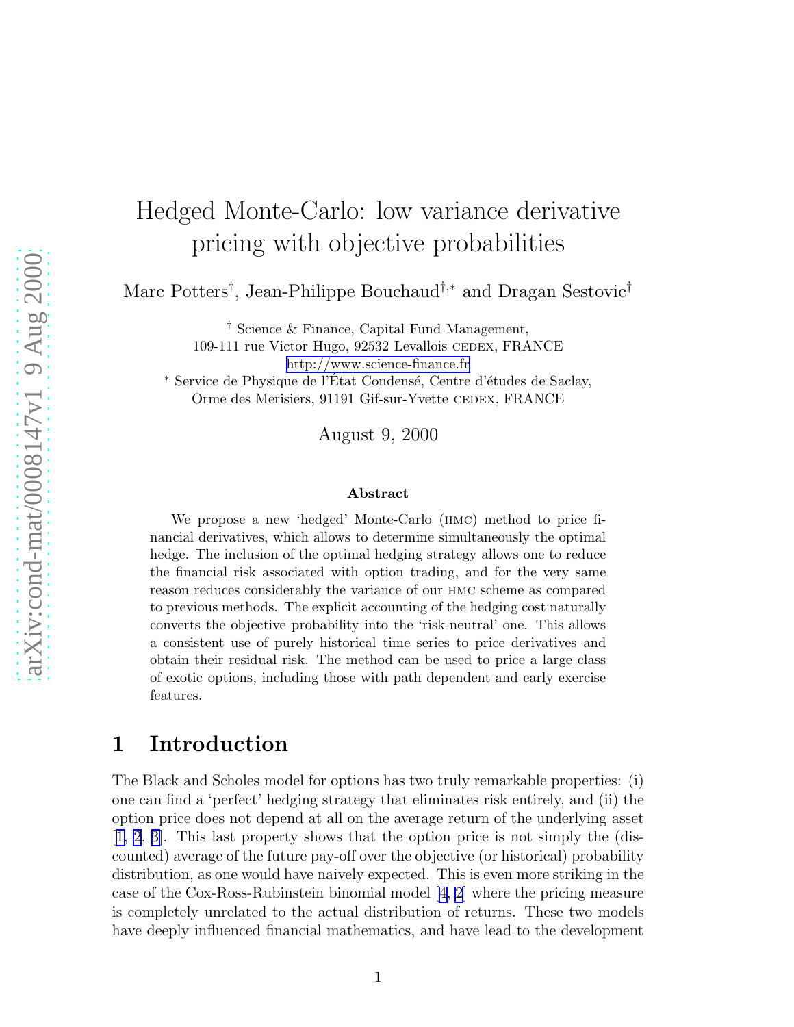# Hedged Monte-Carlo: low variance derivative pricing with objective probabilities

Marc Potters[†], Jean-Philippe Bouchaud[†,*] and Dragan Sestovic[†]

[†] Science & Finance, Capital Fund Management,
109-111 rue Victor Hugo, 92532 Levallois CEDEX, FRANCE
http://www.science-finance.fr

[*] Service de Physique de l'État Condensé, Centre d'études de Saclay,
Orme des Merisiers, 91191 Gif-sur-Yvette CEDEX, FRANCE

August 9, 2000

**Abstract**

We propose a new 'hedged' Monte-Carlo (HMC) method to price financial derivatives, which allows to determine simultaneously the optimal hedge. The inclusion of the optimal hedging strategy allows one to reduce the financial risk associated with option trading, and for the very same reason reduces considerably the variance of our HMC scheme as compared to previous methods. The explicit accounting of the hedging cost naturally converts the objective probability into the 'risk-neutral' one. This allows a consistent use of purely historical time series to price derivatives and obtain their residual risk. The method can be used to price a large class of exotic options, including those with path dependent and early exercise features.

## 1 Introduction

The Black and Scholes model for options has two truly remarkable properties: (i) one can find a 'perfect' hedging strategy that eliminates risk entirely, and (ii) the option price does not depend at all on the average return of the underlying asset [1, 2, 3]. This last property shows that the option price is not simply the (discounted) average of the future pay-off over the objective (or historical) probability distribution, as one would have naively expected. This is even more striking in the case of the Cox-Ross-Rubinstein binomial model [4, 2] where the pricing measure is completely unrelated to the actual distribution of returns. These two models have deeply influenced financial mathematics, and have lead to the development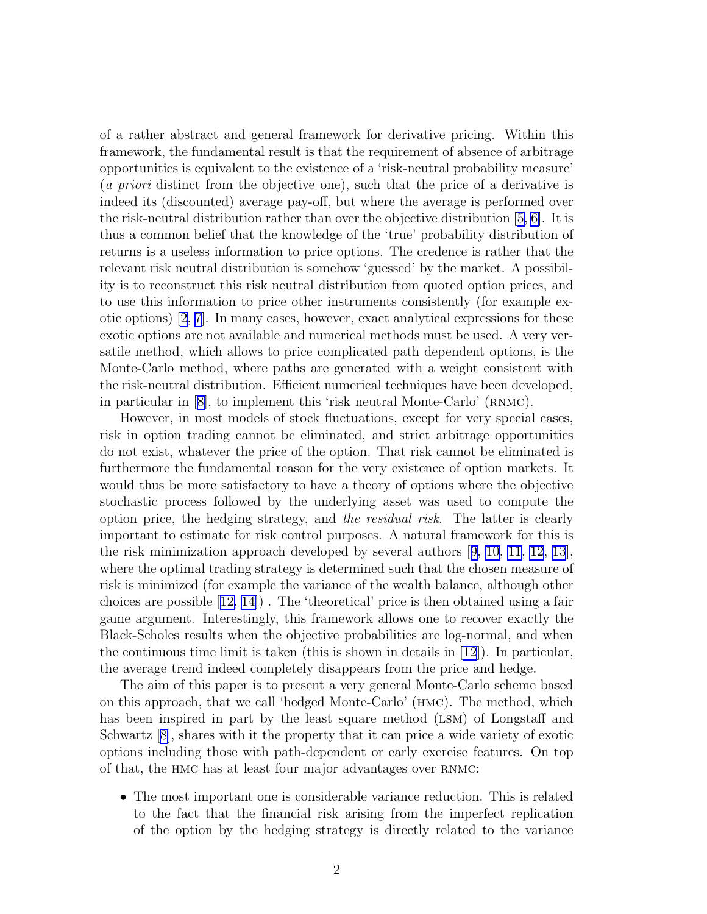of a rather abstract and general framework for derivative pricing. Within this framework, the fundamental result is that the requirement of absence of arbitrage opportunities is equivalent to the existence of a 'risk-neutral probability measure' (*a priori* distinct from the objective one), such that the price of a derivative is indeed its (discounted) average pay-off, but where the average is performed over the risk-neutral distribution rather than over the objective distribution [5, 6]. It is thus a common belief that the knowledge of the 'true' probability distribution of returns is a useless information to price options. The credence is rather that the relevant risk neutral distribution is somehow 'guessed' by the market. A possibility is to reconstruct this risk neutral distribution from quoted option prices, and to use this information to price other instruments consistently (for example exotic options) [2, 7]. In many cases, however, exact analytical expressions for these exotic options are not available and numerical methods must be used. A very versatile method, which allows to price complicated path dependent options, is the Monte-Carlo method, where paths are generated with a weight consistent with the risk-neutral distribution. Efficient numerical techniques have been developed, in particular in [8], to implement this 'risk neutral Monte-Carlo' (RNMC).

However, in most models of stock fluctuations, except for very special cases, risk in option trading cannot be eliminated, and strict arbitrage opportunities do not exist, whatever the price of the option. That risk cannot be eliminated is furthermore the fundamental reason for the very existence of option markets. It would thus be more satisfactory to have a theory of options where the objective stochastic process followed by the underlying asset was used to compute the option price, the hedging strategy, and *the residual risk*. The latter is clearly important to estimate for risk control purposes. A natural framework for this is the risk minimization approach developed by several authors [9, 10, 11, 12, 13], where the optimal trading strategy is determined such that the chosen measure of risk is minimized (for example the variance of the wealth balance, although other choices are possible [12, 14]) . The 'theoretical' price is then obtained using a fair game argument. Interestingly, this framework allows one to recover exactly the Black-Scholes results when the objective probabilities are log-normal, and when the continuous time limit is taken (this is shown in details in [12]). In particular, the average trend indeed completely disappears from the price and hedge.

The aim of this paper is to present a very general Monte-Carlo scheme based on this approach, that we call 'hedged Monte-Carlo' (HMC). The method, which has been inspired in part by the least square method (LSM) of Longstaff and Schwartz [8], shares with it the property that it can price a wide variety of exotic options including those with path-dependent or early exercise features. On top of that, the HMC has at least four major advantages over RNMC:

- The most important one is considerable variance reduction. This is related to the fact that the financial risk arising from the imperfect replication of the option by the hedging strategy is directly related to the variance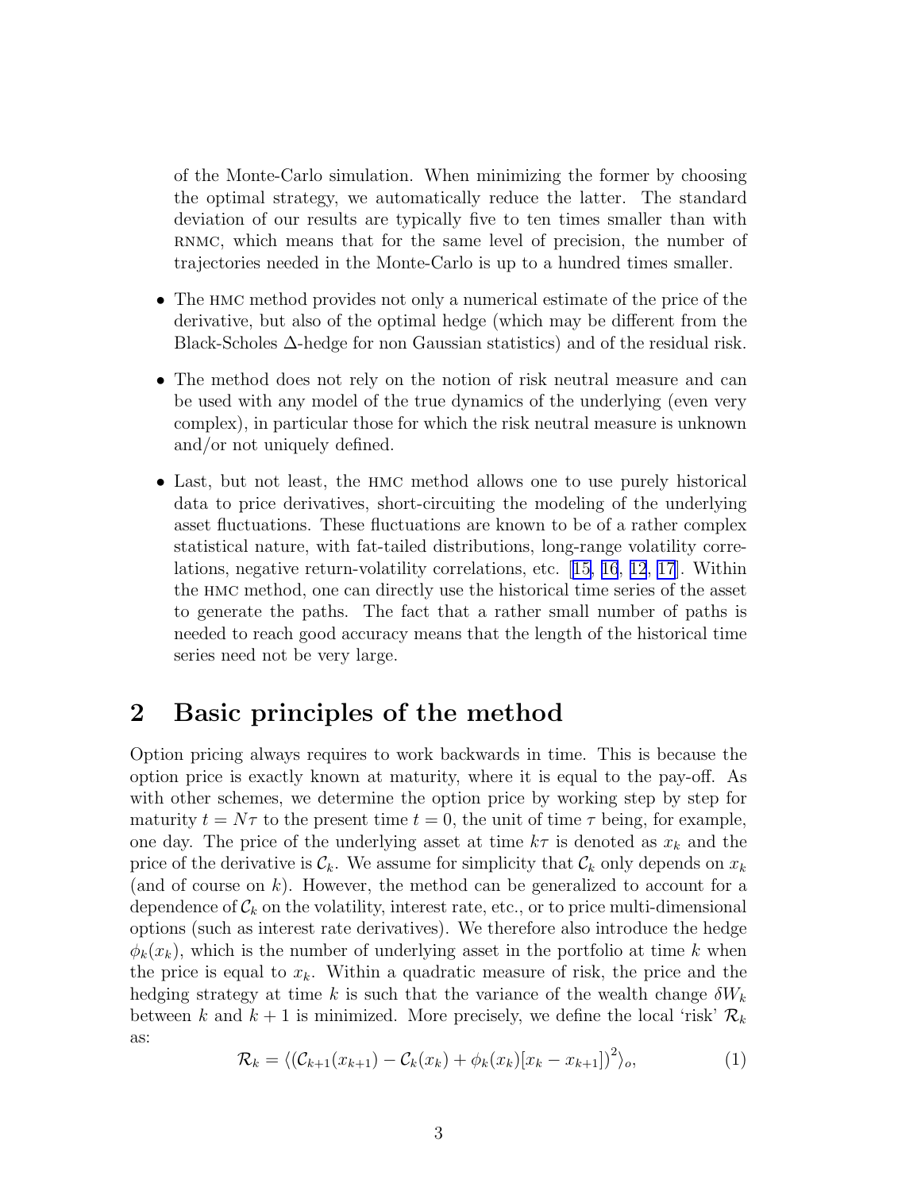of the Monte-Carlo simulation. When minimizing the former by choosing the optimal strategy, we automatically reduce the latter. The standard deviation of our results are typically five to ten times smaller than with RNMC, which means that for the same level of precision, the number of trajectories needed in the Monte-Carlo is up to a hundred times smaller.

- The HMC method provides not only a numerical estimate of the price of the derivative, but also of the optimal hedge (which may be different from the Black-Scholes $\Delta$-hedge for non Gaussian statistics) and of the residual risk.
- The method does not rely on the notion of risk neutral measure and can be used with any model of the true dynamics of the underlying (even very complex), in particular those for which the risk neutral measure is unknown and/or not uniquely defined.
- Last, but not least, the HMC method allows one to use purely historical data to price derivatives, short-circuiting the modeling of the underlying asset fluctuations. These fluctuations are known to be of a rather complex statistical nature, with fat-tailed distributions, long-range volatility correlations, negative return-volatility correlations, etc. [15, 16, 12, 17]. Within the HMC method, one can directly use the historical time series of the asset to generate the paths. The fact that a rather small number of paths is needed to reach good accuracy means that the length of the historical time series need not be very large.

## 2 Basic principles of the method

Option pricing always requires to work backwards in time. This is because the option price is exactly known at maturity, where it is equal to the pay-off. As with other schemes, we determine the option price by working step by step for maturity $t = N\tau$ to the present time $t = 0$, the unit of time $\tau$ being, for example, one day. The price of the underlying asset at time $k\tau$ is denoted as $x_k$ and the price of the derivative is $\mathcal{C}_k$. We assume for simplicity that $\mathcal{C}_k$ only depends on $x_k$ (and of course on $k$). However, the method can be generalized to account for a dependence of $\mathcal{C}_k$ on the volatility, interest rate, etc., or to price multi-dimensional options (such as interest rate derivatives). We therefore also introduce the hedge $\phi_k(x_k)$, which is the number of underlying asset in the portfolio at time $k$ when the price is equal to $x_k$. Within a quadratic measure of risk, the price and the hedging strategy at time $k$ is such that the variance of the wealth change $\delta W_k$ between $k$ and $k+1$ is minimized. More precisely, we define the local 'risk' $\mathcal{R}_k$ as:

$$\mathcal{R}_k = \langle (\mathcal{C}_{k+1}(x_{k+1}) - \mathcal{C}_k(x_k) + \phi_k(x_k)[x_k - x_{k+1}])^2 \rangle_o, \tag{1}$$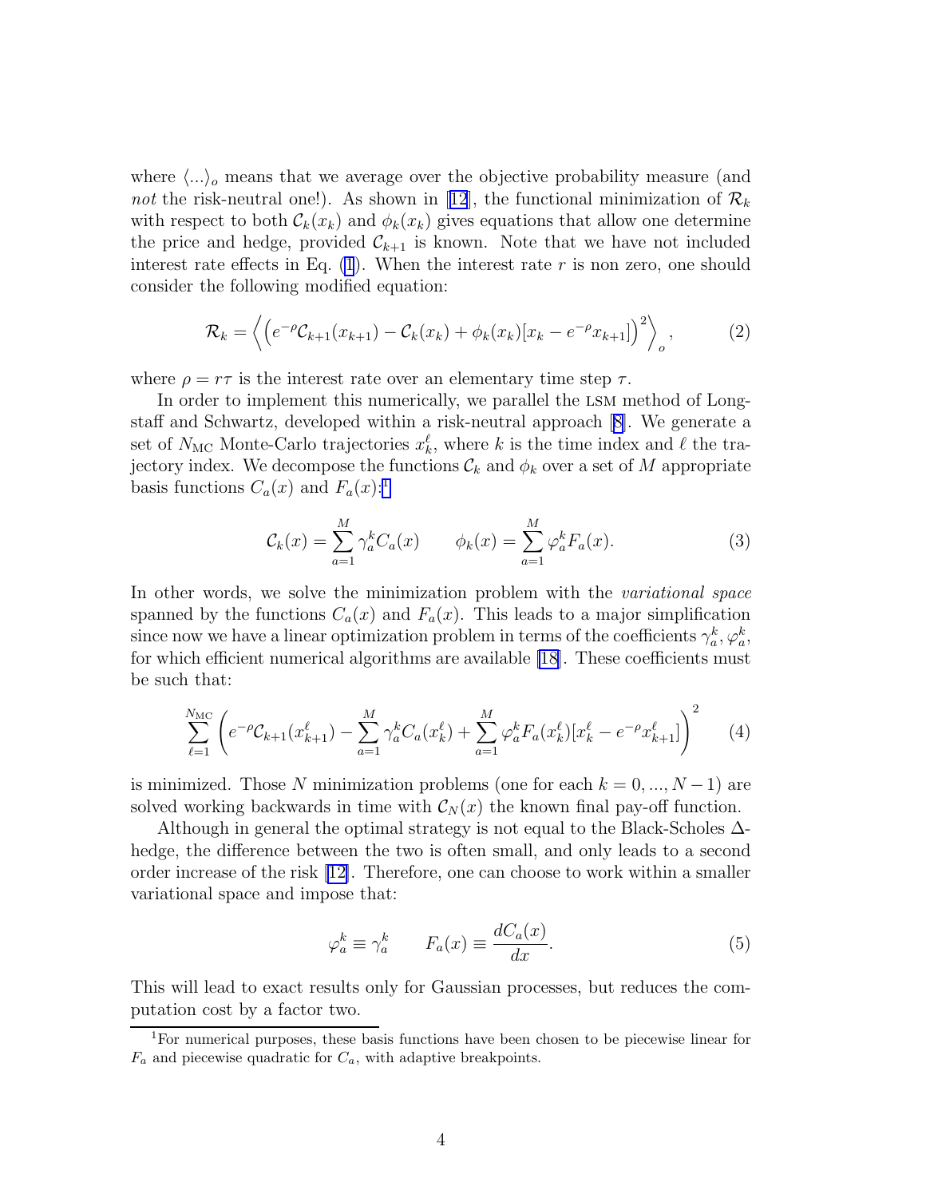where $\langle ... \rangle_o$ means that we average over the objective probability measure (and *not* the risk-neutral one!). As shown in [12], the functional minimization of $\mathcal{R}_k$ with respect to both $\mathcal{C}_k(x_k)$ and $\phi_k(x_k)$ gives equations that allow one determine the price and hedge, provided $\mathcal{C}_{k+1}$ is known. Note that we have not included interest rate effects in Eq. (1). When the interest rate $r$ is non zero, one should consider the following modified equation:

$$\mathcal{R}_k = \left\langle \left( e^{-\rho} \mathcal{C}_{k+1}(x_{k+1}) - \mathcal{C}_k(x_k) + \phi_k(x_k)[x_k - e^{-\rho} x_{k+1}] \right)^2 \right\rangle_o, \tag{2}$$

where $\rho = r\tau$ is the interest rate over an elementary time step $\tau$.

In order to implement this numerically, we parallel the LSM method of Longstaff and Schwartz, developed within a risk-neutral approach [8]. We generate a set of $N_{\rm MC}$ Monte-Carlo trajectories $x_k^\ell$, where $k$ is the time index and $\ell$ the trajectory index. We decompose the functions $\mathcal{C}_k$ and $\phi_k$ over a set of $M$ appropriate basis functions $C_a(x)$ and $F_a(x)$:[1]

$$\mathcal{C}_k(x) = \sum_{a=1}^{M} \gamma_a^k C_a(x) \qquad \phi_k(x) = \sum_{a=1}^{M} \varphi_a^k F_a(x). \tag{3}$$

In other words, we solve the minimization problem with the *variational space* spanned by the functions $C_a(x)$ and $F_a(x)$. This leads to a major simplification since now we have a linear optimization problem in terms of the coefficients $\gamma_a^k, \varphi_a^k$, for which efficient numerical algorithms are available [18]. These coefficients must be such that:

$$\sum_{\ell=1}^{N_{\rm MC}} \left( e^{-\rho} \mathcal{C}_{k+1}(x_{k+1}^\ell) - \sum_{a=1}^{M} \gamma_a^k C_a(x_k^\ell) + \sum_{a=1}^{M} \varphi_a^k F_a(x_k^\ell)[x_k^\ell - e^{-\rho} x_{k+1}^\ell] \right)^2 \tag{4}$$

is minimized. Those $N$ minimization problems (one for each $k = 0, ..., N-1$) are solved working backwards in time with $\mathcal{C}_N(x)$ the known final pay-off function.

Although in general the optimal strategy is not equal to the Black-Scholes $\Delta$-hedge, the difference between the two is often small, and only leads to a second order increase of the risk [12]. Therefore, one can choose to work within a smaller variational space and impose that:

$$\varphi_a^k \equiv \gamma_a^k \qquad F_a(x) \equiv \frac{dC_a(x)}{dx}. \tag{5}$$

This will lead to exact results only for Gaussian processes, but reduces the computation cost by a factor two.

[1] For numerical purposes, these basis functions have been chosen to be piecewise linear for $F_a$ and piecewise quadratic for $C_a$, with adaptive breakpoints.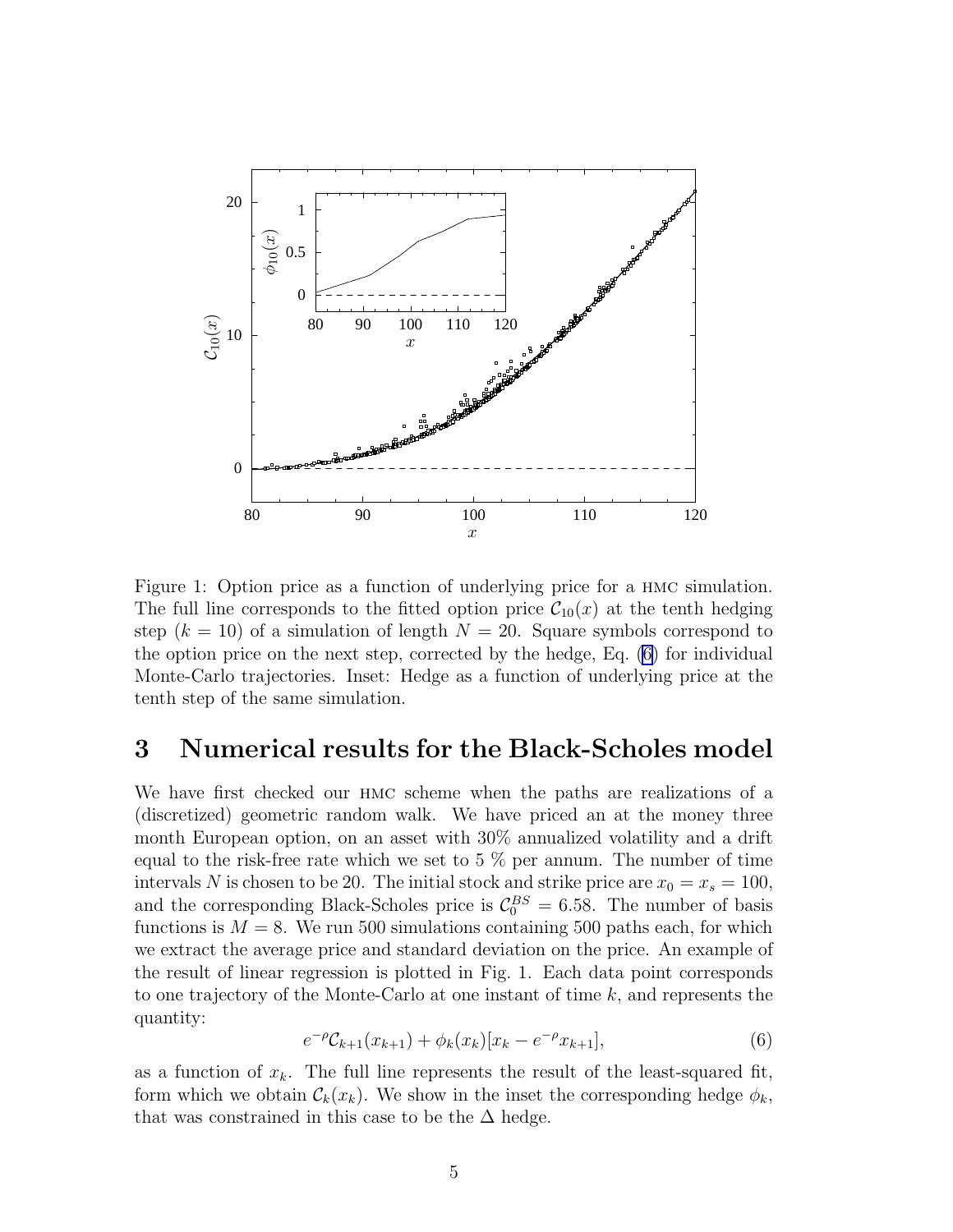Figure 1: Option price as a function of underlying price for a HMC simulation. The full line corresponds to the fitted option price $\mathcal{C}_{10}(x)$ at the tenth hedging step ($k = 10$) of a simulation of length $N = 20$. Square symbols correspond to the option price on the next step, corrected by the hedge, Eq. (6) for individual Monte-Carlo trajectories. Inset: Hedge as a function of underlying price at the tenth step of the same simulation.

## 3 Numerical results for the Black-Scholes model

We have first checked our HMC scheme when the paths are realizations of a (discretized) geometric random walk. We have priced an at the money three month European option, on an asset with 30% annualized volatility and a drift equal to the risk-free rate which we set to 5 % per annum. The number of time intervals $N$ is chosen to be 20. The initial stock and strike price are $x_0 = x_s = 100$, and the corresponding Black-Scholes price is $\mathcal{C}_0^{BS} = 6.58$. The number of basis functions is $M = 8$. We run 500 simulations containing 500 paths each, for which we extract the average price and standard deviation on the price. An example of the result of linear regression is plotted in Fig. 1. Each data point corresponds to one trajectory of the Monte-Carlo at one instant of time $k$, and represents the quantity:

$$e^{-\rho}\mathcal{C}_{k+1}(x_{k+1}) + \phi_k(x_k)[x_k - e^{-\rho}x_{k+1}], \tag{6}$$

as a function of $x_k$. The full line represents the result of the least-squared fit, form which we obtain $\mathcal{C}_k(x_k)$. We show in the inset the corresponding hedge $\phi_k$, that was constrained in this case to be the $\Delta$ hedge.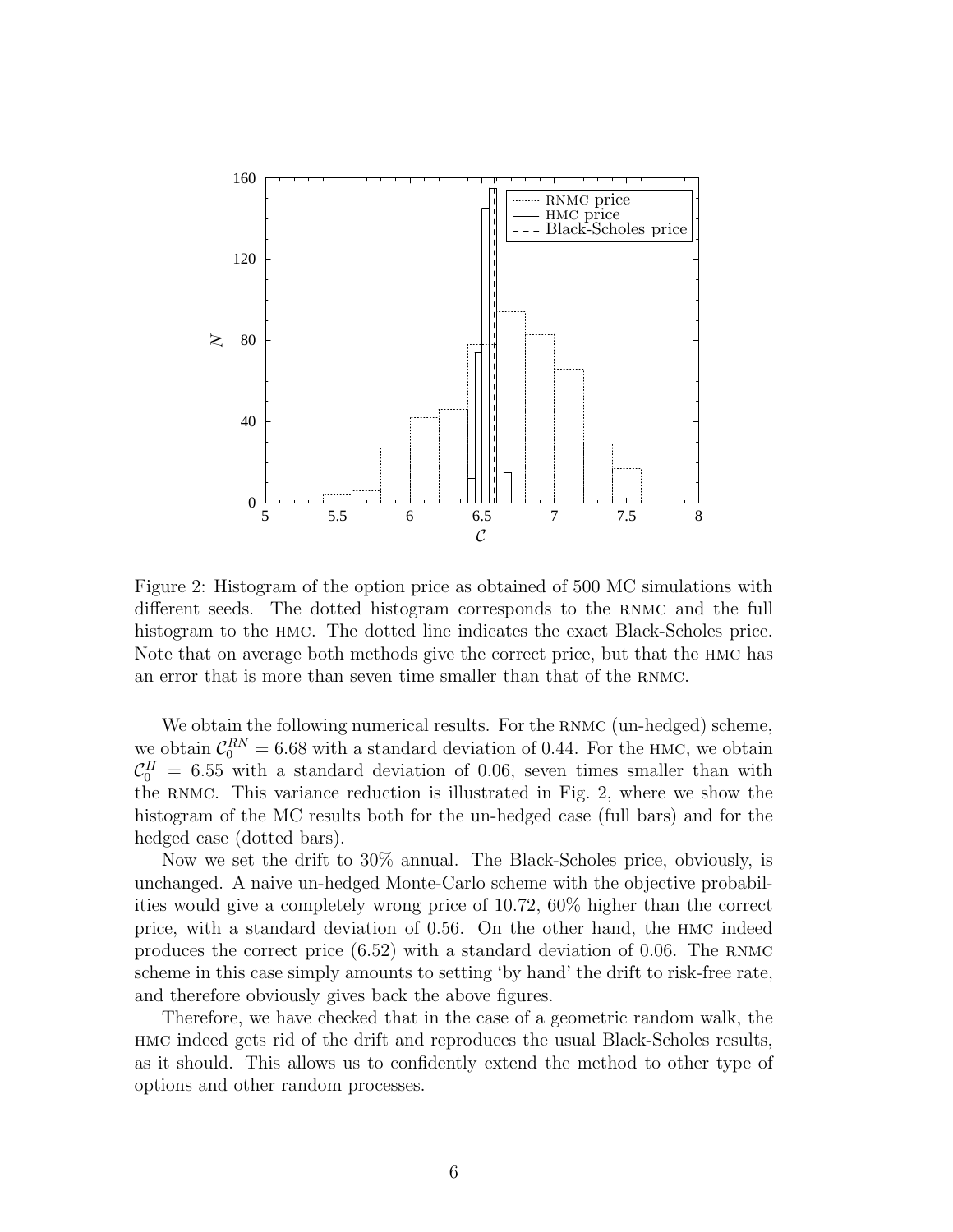Figure 2: Histogram of the option price as obtained of 500 MC simulations with different seeds. The dotted histogram corresponds to the RNMC and the full histogram to the HMC. The dotted line indicates the exact Black-Scholes price. Note that on average both methods give the correct price, but that the HMC has an error that is more than seven time smaller than that of the RNMC.

We obtain the following numerical results. For the RNMC (un-hedged) scheme, we obtain $\mathcal{C}_0^{RN} = 6.68$ with a standard deviation of 0.44. For the HMC, we obtain $\mathcal{C}_0^H = 6.55$ with a standard deviation of 0.06, seven times smaller than with the RNMC. This variance reduction is illustrated in Fig. 2, where we show the histogram of the MC results both for the un-hedged case (full bars) and for the hedged case (dotted bars).

Now we set the drift to 30% annual. The Black-Scholes price, obviously, is unchanged. A naive un-hedged Monte-Carlo scheme with the objective probabilities would give a completely wrong price of 10.72, 60% higher than the correct price, with a standard deviation of 0.56. On the other hand, the HMC indeed produces the correct price (6.52) with a standard deviation of 0.06. The RNMC scheme in this case simply amounts to setting 'by hand' the drift to risk-free rate, and therefore obviously gives back the above figures.

Therefore, we have checked that in the case of a geometric random walk, the HMC indeed gets rid of the drift and reproduces the usual Black-Scholes results, as it should. This allows us to confidently extend the method to other type of options and other random processes.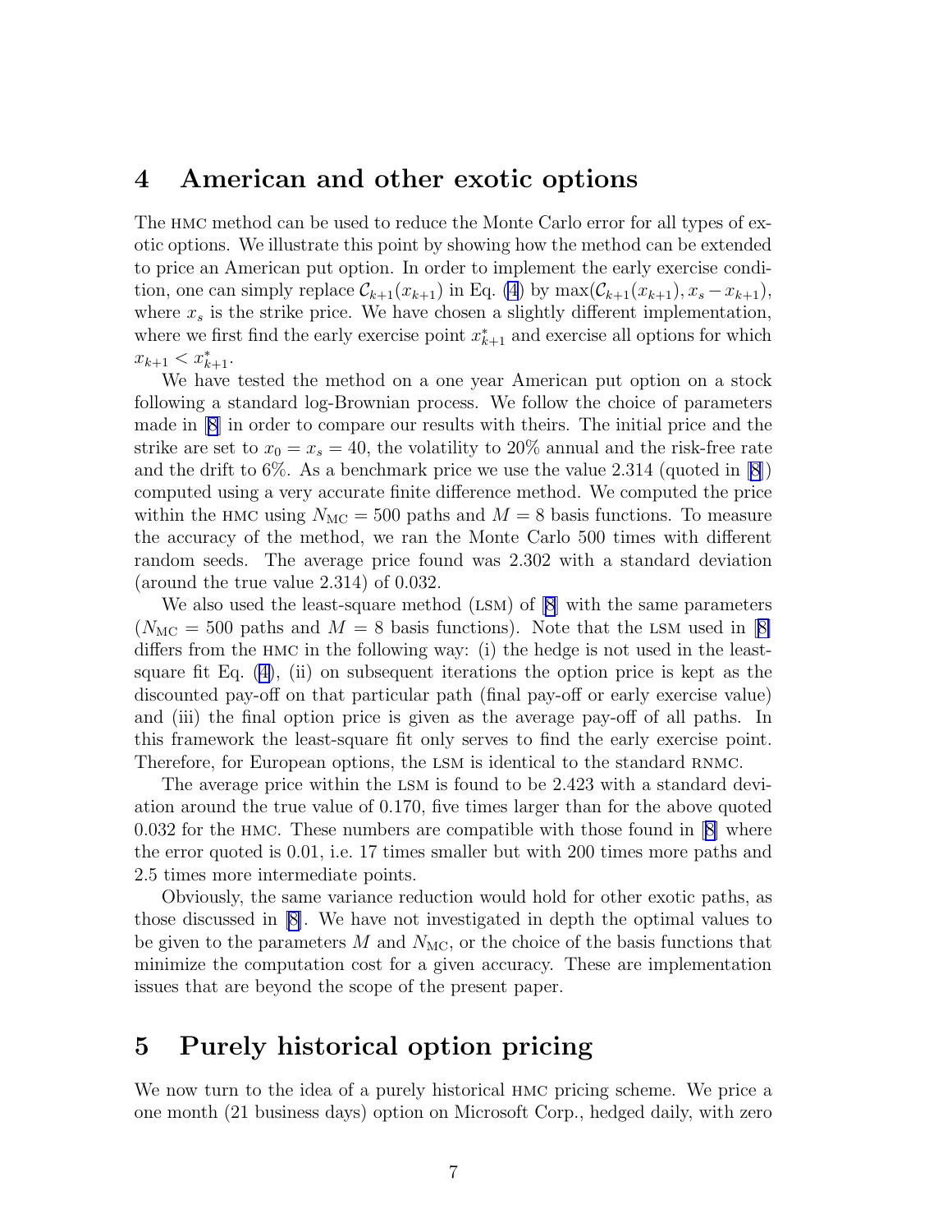## 4 American and other exotic options

The HMC method can be used to reduce the Monte Carlo error for all types of exotic options. We illustrate this point by showing how the method can be extended to price an American put option. In order to implement the early exercise condition, one can simply replace $\mathcal{C}_{k+1}(x_{k+1})$ in Eq. (4) by $\max(\mathcal{C}_{k+1}(x_{k+1}), x_s - x_{k+1})$, where $x_s$ is the strike price. We have chosen a slightly different implementation, where we first find the early exercise point $x^*_{k+1}$ and exercise all options for which $x_{k+1} < x^*_{k+1}$.

We have tested the method on a one year American put option on a stock following a standard log-Brownian process. We follow the choice of parameters made in [8] in order to compare our results with theirs. The initial price and the strike are set to $x_0 = x_s = 40$, the volatility to 20% annual and the risk-free rate and the drift to 6%. As a benchmark price we use the value 2.314 (quoted in [8]) computed using a very accurate finite difference method. We computed the price within the HMC using $N_{\mathrm{MC}} = 500$ paths and $M = 8$ basis functions. To measure the accuracy of the method, we ran the Monte Carlo 500 times with different random seeds. The average price found was 2.302 with a standard deviation (around the true value 2.314) of 0.032.

We also used the least-square method (LSM) of [8] with the same parameters ($N_{\mathrm{MC}} = 500$ paths and $M = 8$ basis functions). Note that the LSM used in [8] differs from the HMC in the following way: (i) the hedge is not used in the least-square fit Eq. (4), (ii) on subsequent iterations the option price is kept as the discounted pay-off on that particular path (final pay-off or early exercise value) and (iii) the final option price is given as the average pay-off of all paths. In this framework the least-square fit only serves to find the early exercise point. Therefore, for European options, the LSM is identical to the standard RNMC.

The average price within the LSM is found to be 2.423 with a standard deviation around the true value of 0.170, five times larger than for the above quoted 0.032 for the HMC. These numbers are compatible with those found in [8] where the error quoted is 0.01, i.e. 17 times smaller but with 200 times more paths and 2.5 times more intermediate points.

Obviously, the same variance reduction would hold for other exotic paths, as those discussed in [8]. We have not investigated in depth the optimal values to be given to the parameters $M$ and $N_{\mathrm{MC}}$, or the choice of the basis functions that minimize the computation cost for a given accuracy. These are implementation issues that are beyond the scope of the present paper.

## 5 Purely historical option pricing

We now turn to the idea of a purely historical HMC pricing scheme. We price a one month (21 business days) option on Microsoft Corp., hedged daily, with zero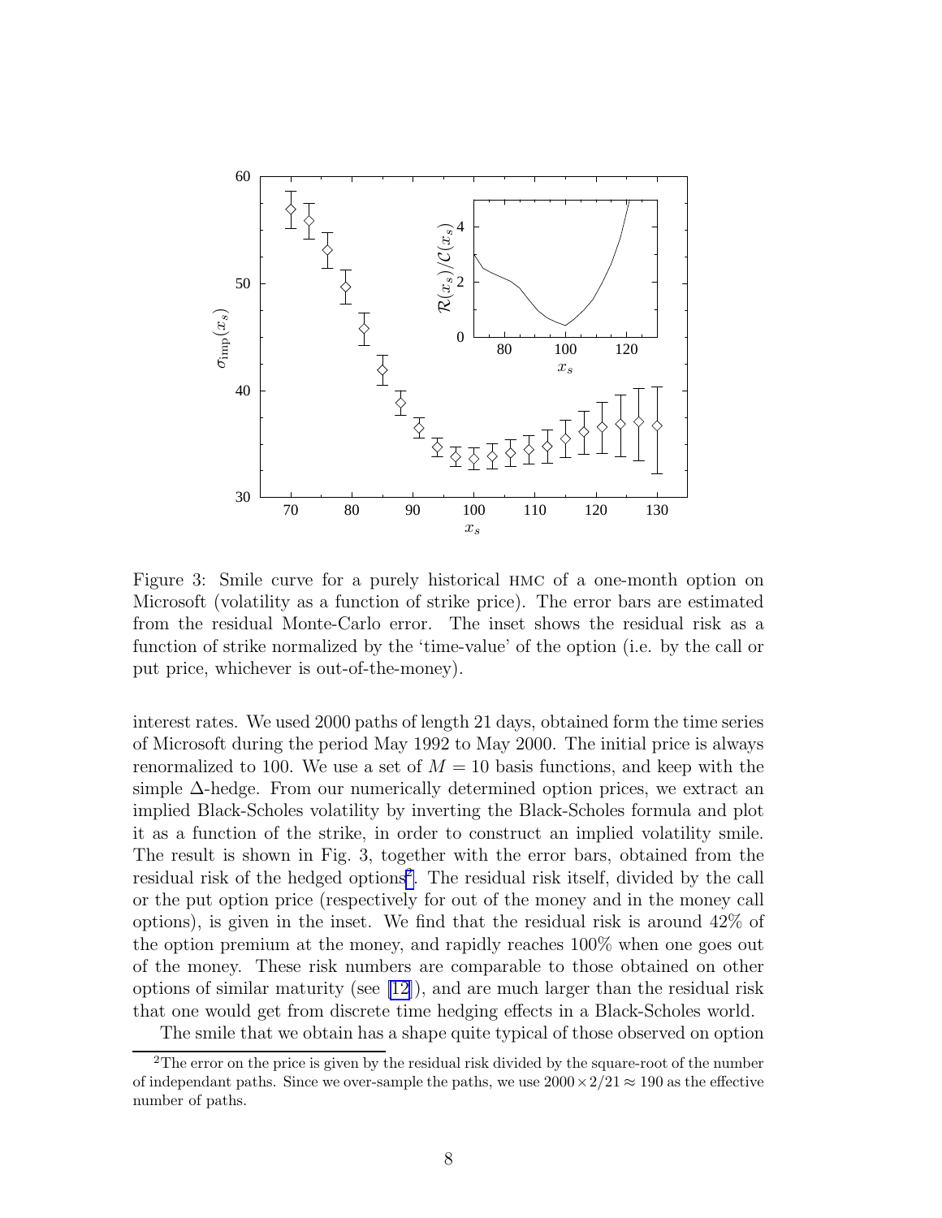Figure 3: Smile curve for a purely historical HMC of a one-month option on Microsoft (volatility as a function of strike price). The error bars are estimated from the residual Monte-Carlo error. The inset shows the residual risk as a function of strike normalized by the 'time-value' of the option (i.e. by the call or put price, whichever is out-of-the-money).

interest rates. We used 2000 paths of length 21 days, obtained form the time series of Microsoft during the period May 1992 to May 2000. The initial price is always renormalized to 100. We use a set of $M = 10$ basis functions, and keep with the simple $\Delta$-hedge. From our numerically determined option prices, we extract an implied Black-Scholes volatility by inverting the Black-Scholes formula and plot it as a function of the strike, in order to construct an implied volatility smile. The result is shown in Fig. 3, together with the error bars, obtained from the residual risk of the hedged options[2]. The residual risk itself, divided by the call or the put option price (respectively for out of the money and in the money call options), is given in the inset. We find that the residual risk is around 42% of the option premium at the money, and rapidly reaches 100% when one goes out of the money. These risk numbers are comparable to those obtained on other options of similar maturity (see [12]), and are much larger than the residual risk that one would get from discrete time hedging effects in a Black-Scholes world.

The smile that we obtain has a shape quite typical of those observed on option

[2] The error on the price is given by the residual risk divided by the square-root of the number of independant paths. Since we over-sample the paths, we use $2000 \times 2/21 \approx 190$ as the effective number of paths.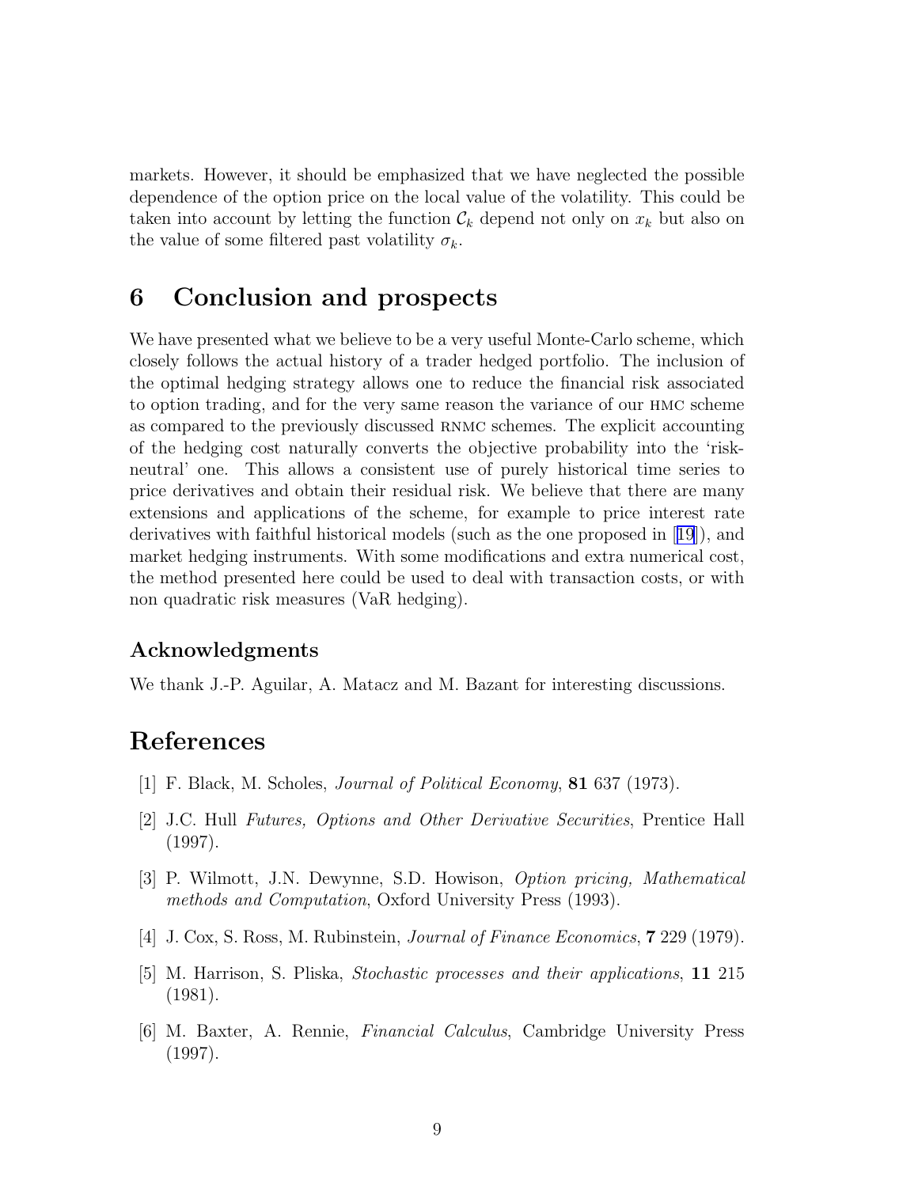markets. However, it should be emphasized that we have neglected the possible dependence of the option price on the local value of the volatility. This could be taken into account by letting the function $\mathcal{C}_k$ depend not only on $x_k$ but also on the value of some filtered past volatility $\sigma_k$.

## 6 Conclusion and prospects

We have presented what we believe to be a very useful Monte-Carlo scheme, which closely follows the actual history of a trader hedged portfolio. The inclusion of the optimal hedging strategy allows one to reduce the financial risk associated to option trading, and for the very same reason the variance of our HMC scheme as compared to the previously discussed RNMC schemes. The explicit accounting of the hedging cost naturally converts the objective probability into the 'risk-neutral' one. This allows a consistent use of purely historical time series to price derivatives and obtain their residual risk. We believe that there are many extensions and applications of the scheme, for example to price interest rate derivatives with faithful historical models (such as the one proposed in [19]), and market hedging instruments. With some modifications and extra numerical cost, the method presented here could be used to deal with transaction costs, or with non quadratic risk measures (VaR hedging).

### Acknowledgments

We thank J.-P. Aguilar, A. Matacz and M. Bazant for interesting discussions.

## References

[1] F. Black, M. Scholes, *Journal of Political Economy*, **81** 637 (1973).

[2] J.C. Hull *Futures, Options and Other Derivative Securities*, Prentice Hall (1997).

[3] P. Wilmott, J.N. Dewynne, S.D. Howison, *Option pricing, Mathematical methods and Computation*, Oxford University Press (1993).

[4] J. Cox, S. Ross, M. Rubinstein, *Journal of Finance Economics*, **7** 229 (1979).

[5] M. Harrison, S. Pliska, *Stochastic processes and their applications*, **11** 215 (1981).

[6] M. Baxter, A. Rennie, *Financial Calculus*, Cambridge University Press (1997).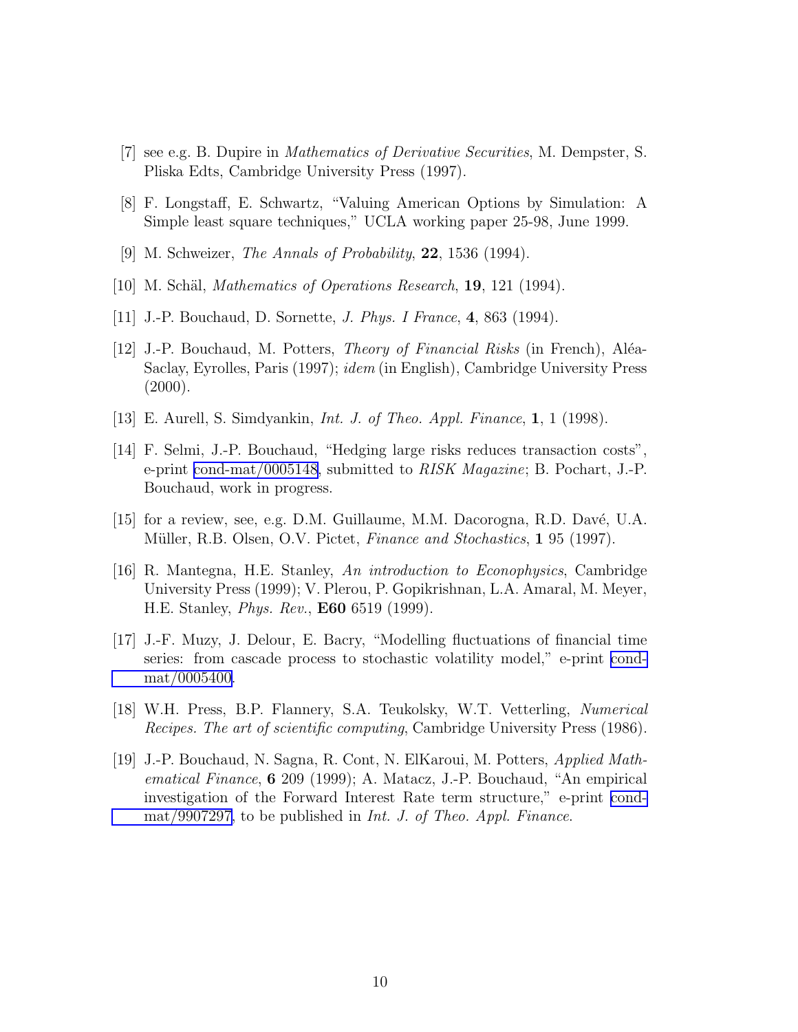[7] see e.g. B. Dupire in *Mathematics of Derivative Securities*, M. Dempster, S. Pliska Edts, Cambridge University Press (1997).

[8] F. Longstaff, E. Schwartz, "Valuing American Options by Simulation: A Simple least square techniques," UCLA working paper 25-98, June 1999.

[9] M. Schweizer, *The Annals of Probability*, **22**, 1536 (1994).

[10] M. Schäl, *Mathematics of Operations Research*, **19**, 121 (1994).

[11] J.-P. Bouchaud, D. Sornette, *J. Phys. I France*, **4**, 863 (1994).

[12] J.-P. Bouchaud, M. Potters, *Theory of Financial Risks* (in French), Aléa-Saclay, Eyrolles, Paris (1997); *idem* (in English), Cambridge University Press (2000).

[13] E. Aurell, S. Simdyankin, *Int. J. of Theo. Appl. Finance*, **1**, 1 (1998).

[14] F. Selmi, J.-P. Bouchaud, "Hedging large risks reduces transaction costs", e-print cond-mat/0005148, submitted to *RISK Magazine*; B. Pochart, J.-P. Bouchaud, work in progress.

[15] for a review, see, e.g. D.M. Guillaume, M.M. Dacorogna, R.D. Davé, U.A. Müller, R.B. Olsen, O.V. Pictet, *Finance and Stochastics*, **1** 95 (1997).

[16] R. Mantegna, H.E. Stanley, *An introduction to Econophysics*, Cambridge University Press (1999); V. Plerou, P. Gopikrishnan, L.A. Amaral, M. Meyer, H.E. Stanley, *Phys. Rev.*, **E60** 6519 (1999).

[17] J.-F. Muzy, J. Delour, E. Bacry, "Modelling fluctuations of financial time series: from cascade process to stochastic volatility model," e-print cond-mat/0005400.

[18] W.H. Press, B.P. Flannery, S.A. Teukolsky, W.T. Vetterling, *Numerical Recipes. The art of scientific computing*, Cambridge University Press (1986).

[19] J.-P. Bouchaud, N. Sagna, R. Cont, N. ElKaroui, M. Potters, *Applied Mathematical Finance*, **6** 209 (1999); A. Matacz, J.-P. Bouchaud, "An empirical investigation of the Forward Interest Rate term structure," e-print cond-mat/9907297, to be published in *Int. J. of Theo. Appl. Finance*.